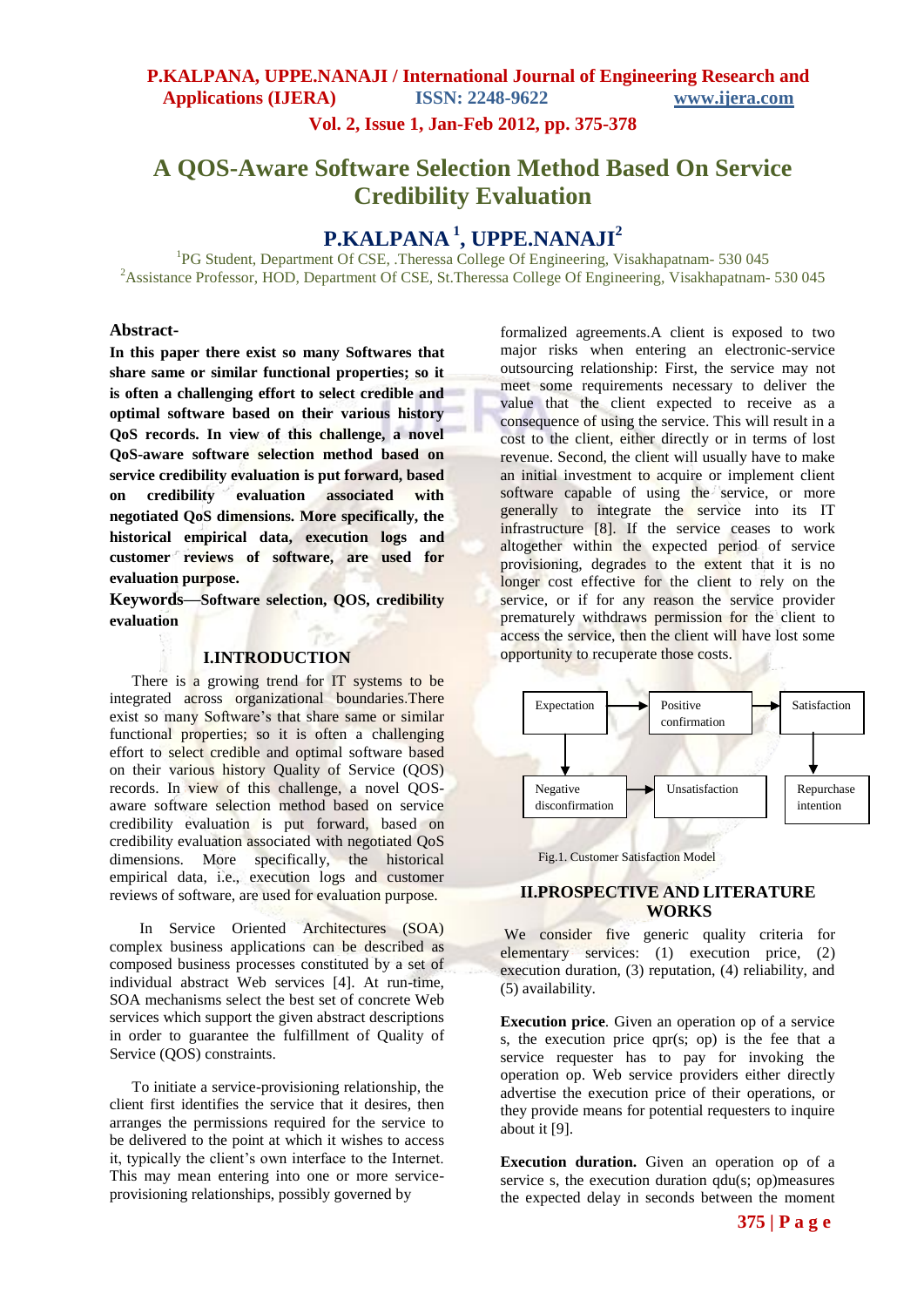# A QOS-Aware Software Selection Method Based On Service Credibility Evaluation

## P.KALPANA [1], UPPE.NANAJI[2]

[1]PG Student, Department Of CSE, .Theressa College Of Engineering, Visakhapatnam- 530 045
[2]Assistance Professor, HOD, Department Of CSE, St.Theressa College Of Engineering, Visakhapatnam- 530 045

**Abstract-**

**In this paper there exist so many Softwares that share same or similar functional properties; so it is often a challenging effort to select credible and optimal software based on their various history QoS records. In view of this challenge, a novel QoS-aware software selection method based on service credibility evaluation is put forward, based on credibility evaluation associated with negotiated QoS dimensions. More specifically, the historical empirical data, execution logs and customer reviews of software, are used for evaluation purpose.**

**Keywords—Software selection, QOS, credibility evaluation**

## I.INTRODUCTION

There is a growing trend for IT systems to be integrated across organizational boundaries.There exist so many Software's that share same or similar functional properties; so it is often a challenging effort to select credible and optimal software based on their various history Quality of Service (QOS) records. In view of this challenge, a novel QOS-aware software selection method based on service credibility evaluation is put forward, based on credibility evaluation associated with negotiated QoS dimensions. More specifically, the historical empirical data, i.e., execution logs and customer reviews of software, are used for evaluation purpose.

In Service Oriented Architectures (SOA) complex business applications can be described as composed business processes constituted by a set of individual abstract Web services [4]. At run-time, SOA mechanisms select the best set of concrete Web services which support the given abstract descriptions in order to guarantee the fulfillment of Quality of Service (QOS) constraints.

To initiate a service-provisioning relationship, the client first identifies the service that it desires, then arranges the permissions required for the service to be delivered to the point at which it wishes to access it, typically the client's own interface to the Internet. This may mean entering into one or more service-provisioning relationships, possibly governed by formalized agreements.A client is exposed to two major risks when entering an electronic-service outsourcing relationship: First, the service may not meet some requirements necessary to deliver the value that the client expected to receive as a consequence of using the service. This will result in a cost to the client, either directly or in terms of lost revenue. Second, the client will usually have to make an initial investment to acquire or implement client software capable of using the service, or more generally to integrate the service into its IT infrastructure [8]. If the service ceases to work altogether within the expected period of service provisioning, degrades to the extent that it is no longer cost effective for the client to rely on the service, or if for any reason the service provider prematurely withdraws permission for the client to access the service, then the client will have lost some opportunity to recuperate those costs.

```
Expectation ──────────► Positive confirmation ──────────► Satisfaction
     │                                                          │
     ▼                                                          ▼
Negative disconfirmation ──► Unsatisfaction              Repurchase intention
```

Fig.1. Customer Satisfaction Model

## II.PROSPECTIVE AND LITERATURE WORKS

We consider five generic quality criteria for elementary services: (1) execution price, (2) execution duration, (3) reputation, (4) reliability, and (5) availability.

**Execution price**. Given an operation op of a service s, the execution price qpr(s; op) is the fee that a service requester has to pay for invoking the operation op. Web service providers either directly advertise the execution price of their operations, or they provide means for potential requesters to inquire about it [9].

**Execution duration.** Given an operation op of a service s, the execution duration qdu(s; op)measures the expected delay in seconds between the moment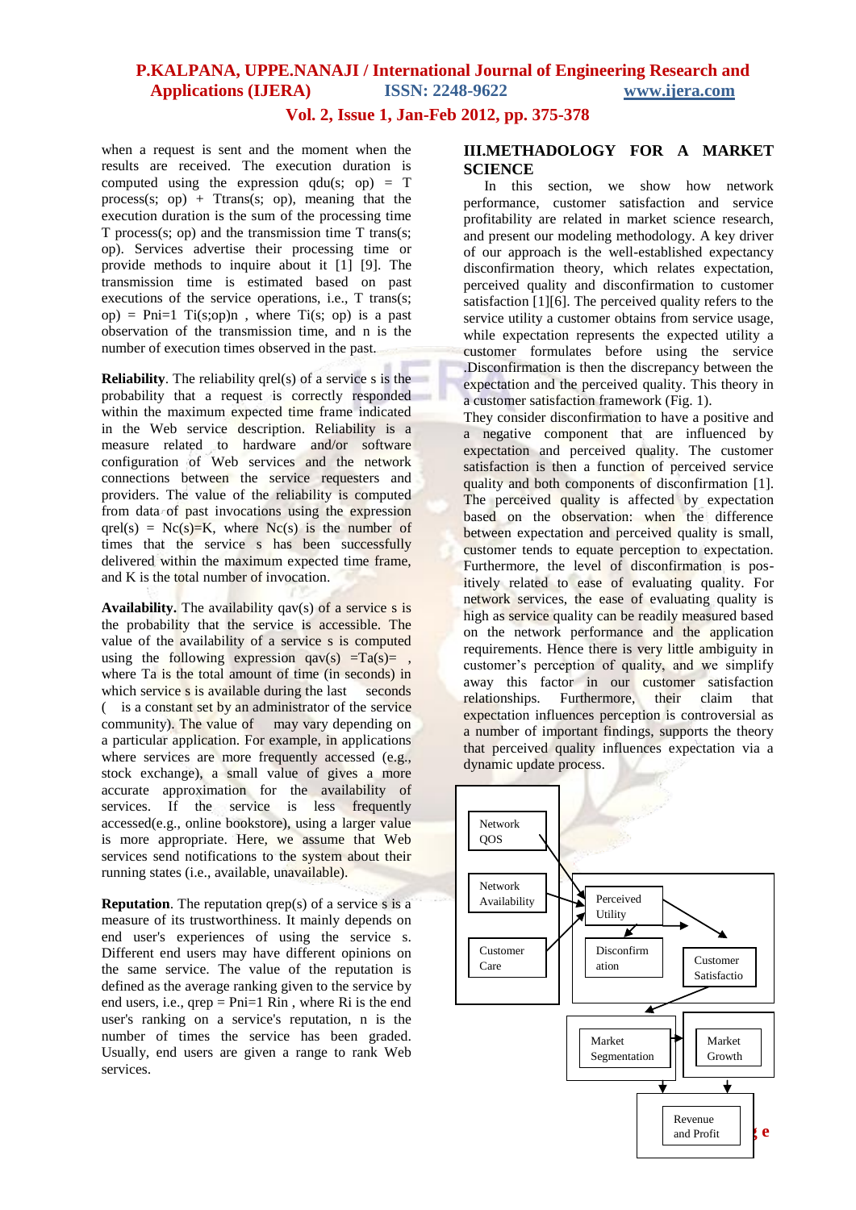when a request is sent and the moment when the results are received. The execution duration is computed using the expression qdu(s; op) = T process(s; op) + Ttrans(s; op), meaning that the execution duration is the sum of the processing time T process(s; op) and the transmission time T trans(s; op). Services advertise their processing time or provide methods to inquire about it [1] [9]. The transmission time is estimated based on past executions of the service operations, i.e., T trans(s; op) = Pni=1 Ti(s;op)n , where Ti(s; op) is a past observation of the transmission time, and n is the number of execution times observed in the past.

**Reliability**. The reliability qrel(s) of a service s is the probability that a request is correctly responded within the maximum expected time frame indicated in the Web service description. Reliability is a measure related to hardware and/or software configuration of Web services and the network connections between the service requesters and providers. The value of the reliability is computed from data of past invocations using the expression qrel(s) = Nc(s)=K, where Nc(s) is the number of times that the service s has been successfully delivered within the maximum expected time frame, and K is the total number of invocation.

**Availability.** The availability qav(s) of a service s is the probability that the service is accessible. The value of the availability of a service s is computed using the following expression qav(s) =Ta(s)= , where Ta is the total amount of time (in seconds) in which service s is available during the last seconds ( is a constant set by an administrator of the service community). The value of may vary depending on a particular application. For example, in applications where services are more frequently accessed (e.g., stock exchange), a small value of gives a more accurate approximation for the availability of services. If the service is less frequently accessed(e.g., online bookstore), using a larger value is more appropriate. Here, we assume that Web services send notifications to the system about their running states (i.e., available, unavailable).

**Reputation**. The reputation qrep(s) of a service s is a measure of its trustworthiness. It mainly depends on end user's experiences of using the service s. Different end users may have different opinions on the same service. The value of the reputation is defined as the average ranking given to the service by end users, i.e., qrep = Pni=1 Rin , where Ri is the end user's ranking on a service's reputation, n is the number of times the service has been graded. Usually, end users are given a range to rank Web services.

## III.METHADOLOGY FOR A MARKET SCIENCE

In this section, we show how network performance, customer satisfaction and service profitability are related in market science research, and present our modeling methodology. A key driver of our approach is the well-established expectancy disconfirmation theory, which relates expectation, perceived quality and disconfirmation to customer satisfaction [1][6]. The perceived quality refers to the service utility a customer obtains from service usage, while expectation represents the expected utility a customer formulates before using the service .Disconfirmation is then the discrepancy between the expectation and the perceived quality. This theory in a customer satisfaction framework (Fig. 1).

They consider disconfirmation to have a positive and a negative component that are influenced by expectation and perceived quality. The customer satisfaction is then a function of perceived service quality and both components of disconfirmation [1]. The perceived quality is affected by expectation based on the observation: when the difference between expectation and perceived quality is small, customer tends to equate perception to expectation. Furthermore, the level of disconfirmation is positively related to ease of evaluating quality. For network services, the ease of evaluating quality is high as service quality can be readily measured based on the network performance and the application requirements. Hence there is very little ambiguity in customer's perception of quality, and we simplify away this factor in our customer satisfaction relationships. Furthermore, their claim that expectation influences perception is controversial as a number of important findings, supports the theory that perceived quality influences expectation via a dynamic update process.

Network QOS

Network Availability

Customer Care

Perceived Utility

Disconfirm ation

Customer Satisfactio

Market Segmentation

Market Growth

Revenue and Profit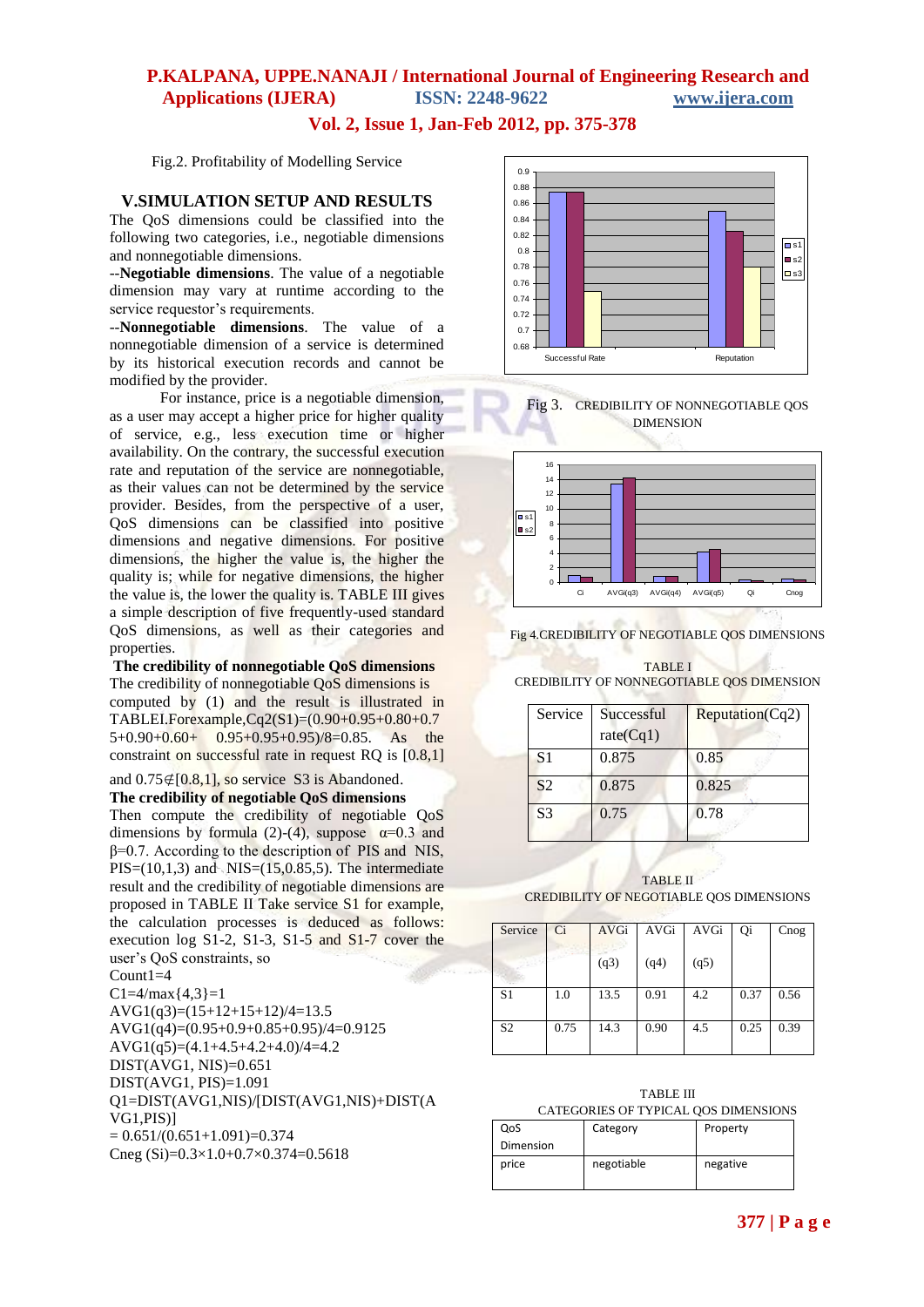Fig.2. Profitability of Modelling Service

## V.SIMULATION SETUP AND RESULTS

The QoS dimensions could be classified into the following two categories, i.e., negotiable dimensions and nonnegotiable dimensions.

--**Negotiable dimensions**. The value of a negotiable dimension may vary at runtime according to the service requestor's requirements.

--**Nonnegotiable dimensions**. The value of a nonnegotiable dimension of a service is determined by its historical execution records and cannot be modified by the provider.

For instance, price is a negotiable dimension, as a user may accept a higher price for higher quality of service, e.g., less execution time or higher availability. On the contrary, the successful execution rate and reputation of the service are nonnegotiable, as their values can not be determined by the service provider. Besides, from the perspective of a user, QoS dimensions can be classified into positive dimensions and negative dimensions. For positive dimensions, the higher the value is, the higher the quality is; while for negative dimensions, the higher the value is, the lower the quality is. TABLE III gives a simple description of five frequently-used standard QoS dimensions, as well as their categories and properties.

**The credibility of nonnegotiable QoS dimensions**

The credibility of nonnegotiable QoS dimensions is computed by (1) and the result is illustrated in TABLEI.Forexample,Cq2(S1)=(0.90+0.95+0.80+0.75+0.90+0.60+ 0.95+0.95+0.95)/8=0.85. As the constraint on successful rate in request RQ is [0.8,1] and 0.75∉[0.8,1], so service S3 is Abandoned.

**The credibility of negotiable QoS dimensions**

Then compute the credibility of negotiable QoS dimensions by formula (2)-(4), suppose α=0.3 and β=0.7. According to the description of PIS and NIS, PIS=(10,1,3) and NIS=(15,0.85,5). The intermediate result and the credibility of negotiable dimensions are proposed in TABLE II Take service S1 for example, the calculation processes is deduced as follows: execution log S1-2, S1-3, S1-5 and S1-7 cover the user's QoS constraints, so

Count1=4

C1=4/max{4,3}=1

AVG1(q3)=(15+12+15+12)/4=13.5

AVG1(q4)=(0.95+0.9+0.85+0.95)/4=0.9125

AVG1(q5)=(4.1+4.5+4.2+4.0)/4=4.2

DIST(AVG1, NIS)=0.651

DIST(AVG1, PIS)=1.091

Q1=DIST(AVG1,NIS)/[DIST(AVG1,NIS)+DIST(AVG1,PIS)]

= 0.651/(0.651+1.091)=0.374

Cneg (Si)=0.3×1.0+0.7×0.374=0.5618

Fig 3. CREDIBILITY OF NONNEGOTIABLE QOS DIMENSION

Fig 4.CREDIBILITY OF NEGOTIABLE QOS DIMENSIONS

TABLE I
CREDIBILITY OF NONNEGOTIABLE QOS DIMENSION

| Service | Successful rate(Cq1) | Reputation(Cq2) |
|---|---|---|
| S1 | 0.875 | 0.85 |
| S2 | 0.875 | 0.825 |
| S3 | 0.75 | 0.78 |

TABLE II
CREDIBILITY OF NEGOTIABLE QOS DIMENSIONS

| Service | Ci | AVGi (q3) | AVGi (q4) | AVGi (q5) | Qi | Cnog |
|---|---|---|---|---|---|---|
| S1 | 1.0 | 13.5 | 0.91 | 4.2 | 0.37 | 0.56 |
| S2 | 0.75 | 14.3 | 0.90 | 4.5 | 0.25 | 0.39 |

TABLE III
CATEGORIES OF TYPICAL QOS DIMENSIONS

| QoS Dimension | Category | Property |
|---|---|---|
| price | negotiable | negative |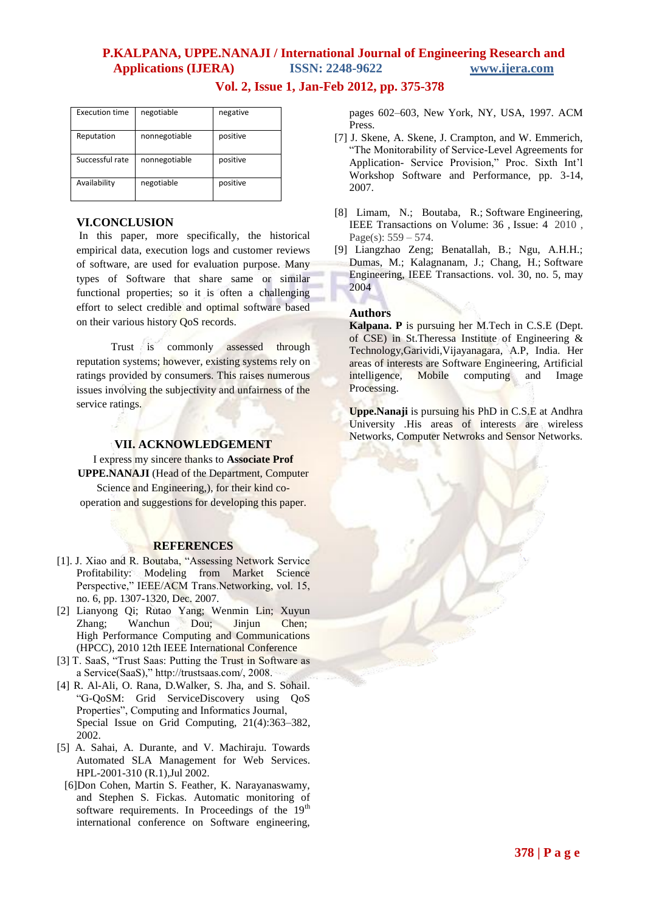| | | |
|---|---|---|
| Execution time | negotiable | negative |
| Reputation | nonnegotiable | positive |
| Successful rate | nonnegotiable | positive |
| Availability | negotiable | positive |

## VI.CONCLUSION

In this paper, more specifically, the historical empirical data, execution logs and customer reviews of software, are used for evaluation purpose. Many types of Software that share same or similar functional properties; so it is often a challenging effort to select credible and optimal software based on their various history QoS records.

Trust is commonly assessed through reputation systems; however, existing systems rely on ratings provided by consumers. This raises numerous issues involving the subjectivity and unfairness of the service ratings.

## VII. ACKNOWLEDGEMENT

I express my sincere thanks to **Associate Prof UPPE.NANAJI** (Head of the Department, Computer Science and Engineering,), for their kind co-operation and suggestions for developing this paper.

## REFERENCES

[1]. J. Xiao and R. Boutaba, "Assessing Network Service Profitability: Modeling from Market Science Perspective," IEEE/ACM Trans.Networking, vol. 15, no. 6, pp. 1307-1320, Dec. 2007.

[2] Lianyong Qi; Rutao Yang; Wenmin Lin; Xuyun Zhang; Wanchun Dou; Jinjun Chen; High Performance Computing and Communications (HPCC), 2010 12th IEEE International Conference

[3] T. SaaS, "Trust Saas: Putting the Trust in Software as a Service(SaaS)," http://trustsaas.com/, 2008.

[4] R. Al-Ali, O. Rana, D.Walker, S. Jha, and S. Sohail. "G-QoSM: Grid ServiceDiscovery using QoS Properties", Computing and Informatics Journal, Special Issue on Grid Computing, 21(4):363–382, 2002.

[5] A. Sahai, A. Durante, and V. Machiraju. Towards Automated SLA Management for Web Services. HPL-2001-310 (R.1),Jul 2002.

[6]Don Cohen, Martin S. Feather, K. Narayanaswamy, and Stephen S. Fickas. Automatic monitoring of software requirements. In Proceedings of the 19th international conference on Software engineering, pages 602–603, New York, NY, USA, 1997. ACM Press.

[7] J. Skene, A. Skene, J. Crampton, and W. Emmerich, "The Monitorability of Service-Level Agreements for Application- Service Provision," Proc. Sixth Int'l Workshop Software and Performance, pp. 3-14, 2007.

[8] Limam, N.; Boutaba, R.; Software Engineering, IEEE Transactions on Volume: 36 , Issue: 4 2010 , Page(s): 559 – 574.

[9] Liangzhao Zeng; Benatallah, B.; Ngu, A.H.H.; Dumas, M.; Kalagnanam, J.; Chang, H.; Software Engineering, IEEE Transactions. vol. 30, no. 5, may 2004

### Authors

**Kalpana. P** is pursuing her M.Tech in C.S.E (Dept. of CSE) in St.Theressa Institute of Engineering & Technology,Garividi,Vijayanagara, A.P, India. Her areas of interests are Software Engineering, Artificial intelligence, Mobile computing and Image Processing.

**Uppe.Nanaji** is pursuing his PhD in C.S.E at Andhra University .His areas of interests are wireless Networks, Computer Netwroks and Sensor Networks.